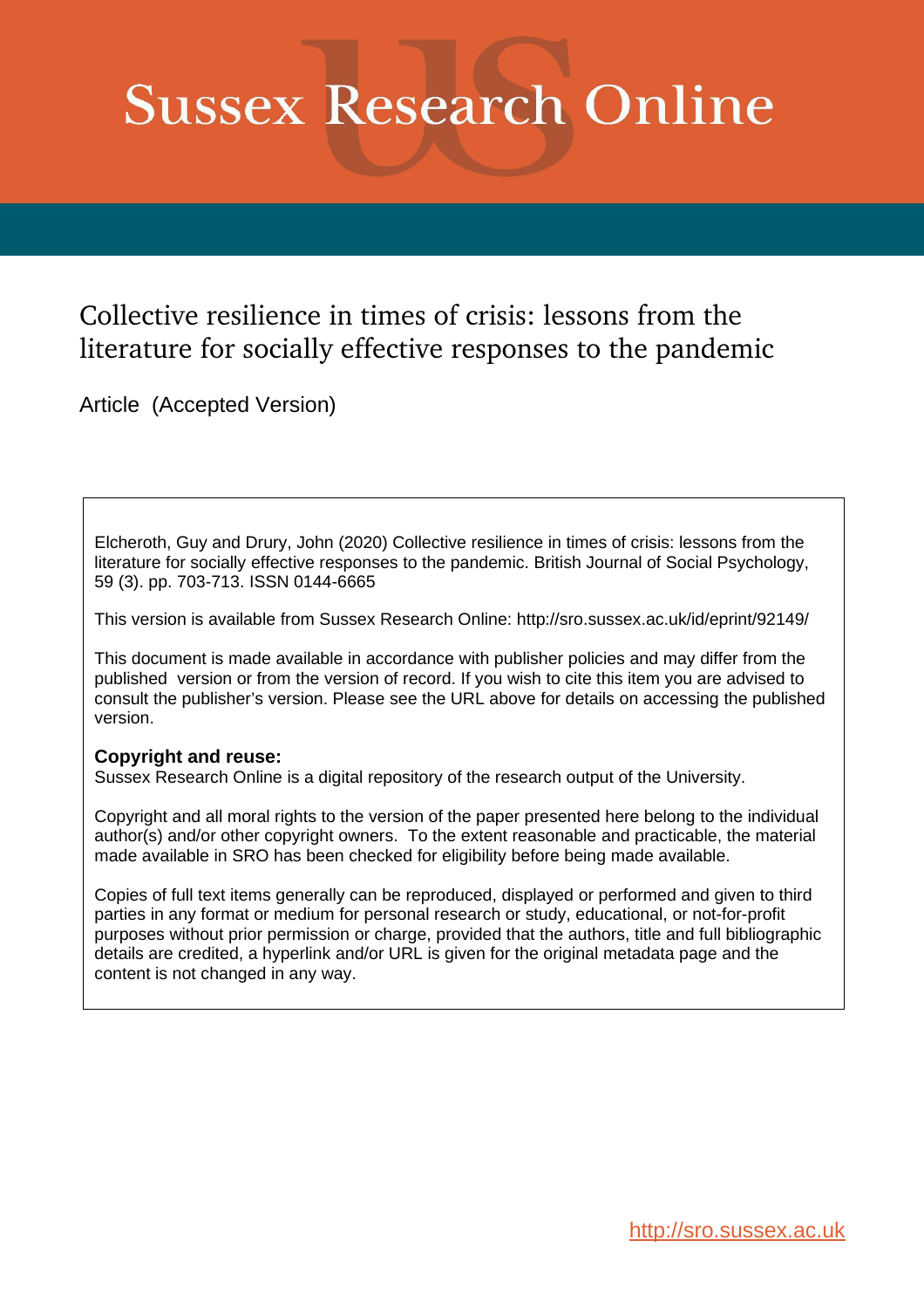# Sussex Research Online

## Collective resilience in times of crisis: lessons from the literature for socially effective responses to the pandemic

Article (Accepted Version)

Elcheroth, Guy and Drury, John (2020) Collective resilience in times of crisis: lessons from the literature for socially effective responses to the pandemic. British Journal of Social Psychology, 59 (3). pp. 703-713. ISSN 0144-6665

This version is available from Sussex Research Online: http://sro.sussex.ac.uk/id/eprint/92149/

This document is made available in accordance with publisher policies and may differ from the published version or from the version of record. If you wish to cite this item you are advised to consult the publisher's version. Please see the URL above for details on accessing the published version.

**Copyright and reuse:**
Sussex Research Online is a digital repository of the research output of the University.

Copyright and all moral rights to the version of the paper presented here belong to the individual author(s) and/or other copyright owners. To the extent reasonable and practicable, the material made available in SRO has been checked for eligibility before being made available.

Copies of full text items generally can be reproduced, displayed or performed and given to third parties in any format or medium for personal research or study, educational, or not-for-profit purposes without prior permission or charge, provided that the authors, title and full bibliographic details are credited, a hyperlink and/or URL is given for the original metadata page and the content is not changed in any way.

http://sro.sussex.ac.uk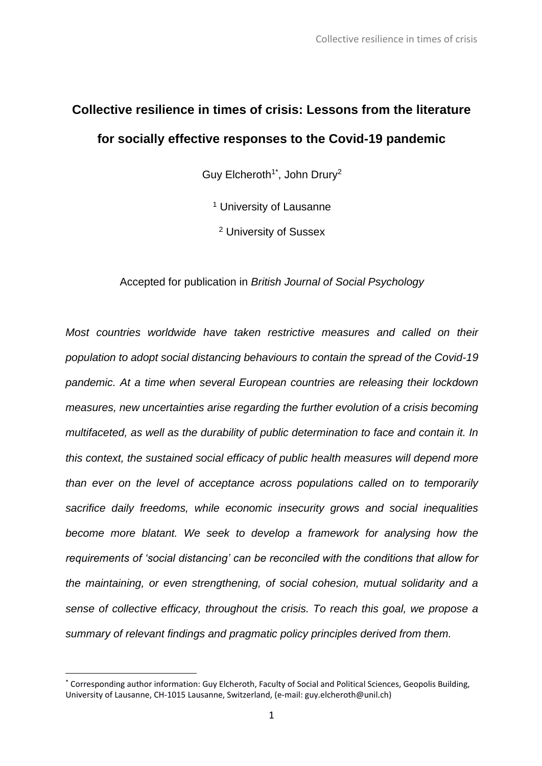# Collective resilience in times of crisis: Lessons from the literature for socially effective responses to the Covid-19 pandemic

Guy Elcheroth[1*], John Drury[2]

[1] University of Lausanne

[2] University of Sussex

Accepted for publication in *British Journal of Social Psychology*

*Most countries worldwide have taken restrictive measures and called on their population to adopt social distancing behaviours to contain the spread of the Covid-19 pandemic. At a time when several European countries are releasing their lockdown measures, new uncertainties arise regarding the further evolution of a crisis becoming multifaceted, as well as the durability of public determination to face and contain it. In this context, the sustained social efficacy of public health measures will depend more than ever on the level of acceptance across populations called on to temporarily sacrifice daily freedoms, while economic insecurity grows and social inequalities become more blatant. We seek to develop a framework for analysing how the requirements of 'social distancing' can be reconciled with the conditions that allow for the maintaining, or even strengthening, of social cohesion, mutual solidarity and a sense of collective efficacy, throughout the crisis. To reach this goal, we propose a summary of relevant findings and pragmatic policy principles derived from them.*

---

[*] Corresponding author information: Guy Elcheroth, Faculty of Social and Political Sciences, Geopolis Building, University of Lausanne, CH-1015 Lausanne, Switzerland, (e-mail: guy.elcheroth@unil.ch)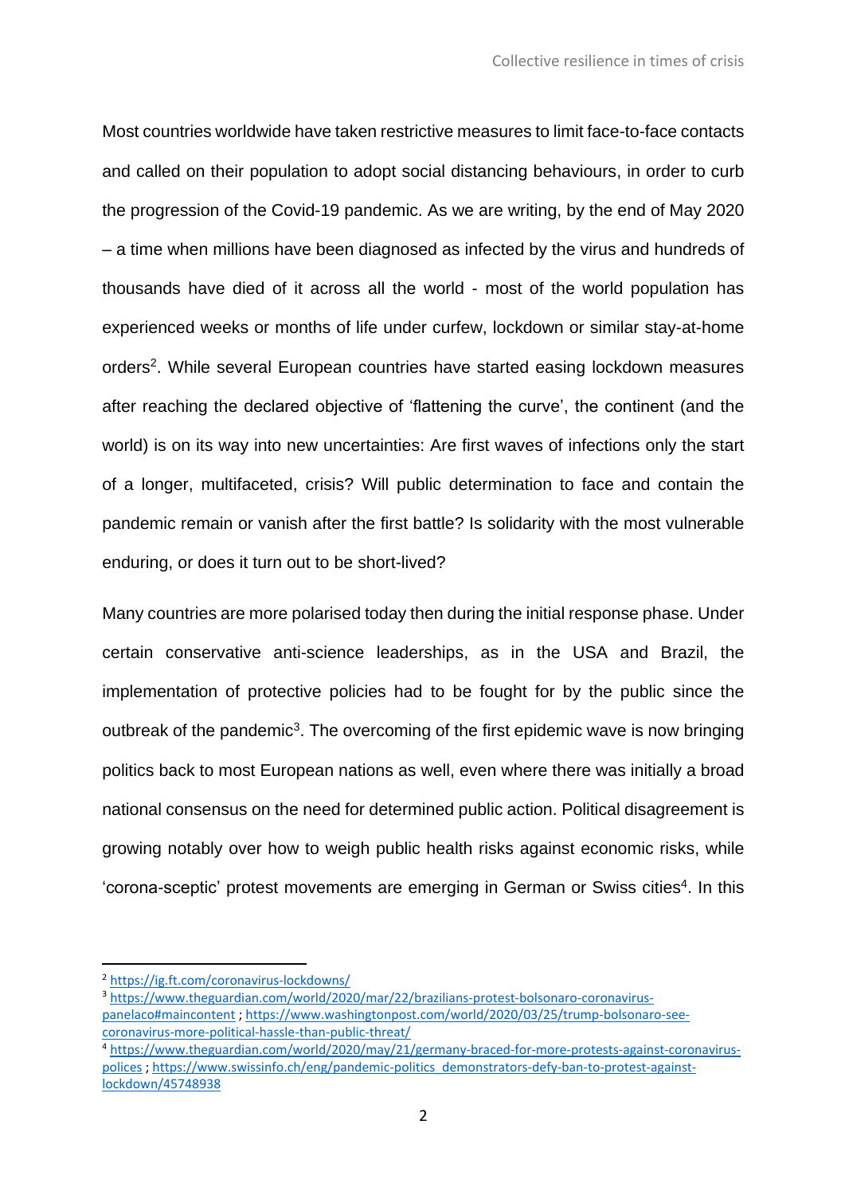Most countries worldwide have taken restrictive measures to limit face-to-face contacts and called on their population to adopt social distancing behaviours, in order to curb the progression of the Covid-19 pandemic. As we are writing, by the end of May 2020 – a time when millions have been diagnosed as infected by the virus and hundreds of thousands have died of it across all the world - most of the world population has experienced weeks or months of life under curfew, lockdown or similar stay-at-home orders[2]. While several European countries have started easing lockdown measures after reaching the declared objective of 'flattening the curve', the continent (and the world) is on its way into new uncertainties: Are first waves of infections only the start of a longer, multifaceted, crisis? Will public determination to face and contain the pandemic remain or vanish after the first battle? Is solidarity with the most vulnerable enduring, or does it turn out to be short-lived?

Many countries are more polarised today then during the initial response phase. Under certain conservative anti-science leaderships, as in the USA and Brazil, the implementation of protective policies had to be fought for by the public since the outbreak of the pandemic[3]. The overcoming of the first epidemic wave is now bringing politics back to most European nations as well, even where there was initially a broad national consensus on the need for determined public action. Political disagreement is growing notably over how to weigh public health risks against economic risks, while 'corona-sceptic' protest movements are emerging in German or Swiss cities[4]. In this

---

[2] https://ig.ft.com/coronavirus-lockdowns/

[3] https://www.theguardian.com/world/2020/mar/22/brazilians-protest-bolsonaro-coronavirus-panelaco#maincontent ; https://www.washingtonpost.com/world/2020/03/25/trump-bolsonaro-see-coronavirus-more-political-hassle-than-public-threat/

[4] https://www.theguardian.com/world/2020/may/21/germany-braced-for-more-protests-against-coronavirus-polices ; https://www.swissinfo.ch/eng/pandemic-politics_demonstrators-defy-ban-to-protest-against-lockdown/45748938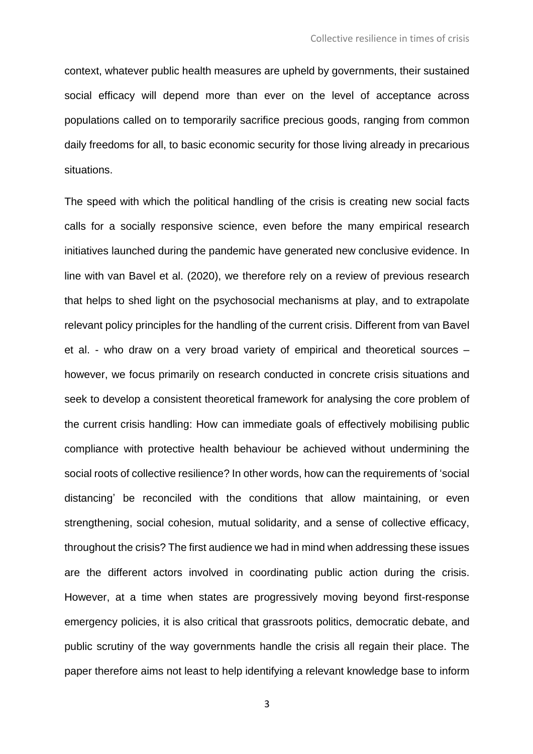context, whatever public health measures are upheld by governments, their sustained social efficacy will depend more than ever on the level of acceptance across populations called on to temporarily sacrifice precious goods, ranging from common daily freedoms for all, to basic economic security for those living already in precarious situations.

The speed with which the political handling of the crisis is creating new social facts calls for a socially responsive science, even before the many empirical research initiatives launched during the pandemic have generated new conclusive evidence. In line with van Bavel et al. (2020), we therefore rely on a review of previous research that helps to shed light on the psychosocial mechanisms at play, and to extrapolate relevant policy principles for the handling of the current crisis. Different from van Bavel et al. - who draw on a very broad variety of empirical and theoretical sources – however, we focus primarily on research conducted in concrete crisis situations and seek to develop a consistent theoretical framework for analysing the core problem of the current crisis handling: How can immediate goals of effectively mobilising public compliance with protective health behaviour be achieved without undermining the social roots of collective resilience? In other words, how can the requirements of 'social distancing' be reconciled with the conditions that allow maintaining, or even strengthening, social cohesion, mutual solidarity, and a sense of collective efficacy, throughout the crisis? The first audience we had in mind when addressing these issues are the different actors involved in coordinating public action during the crisis. However, at a time when states are progressively moving beyond first-response emergency policies, it is also critical that grassroots politics, democratic debate, and public scrutiny of the way governments handle the crisis all regain their place. The paper therefore aims not least to help identifying a relevant knowledge base to inform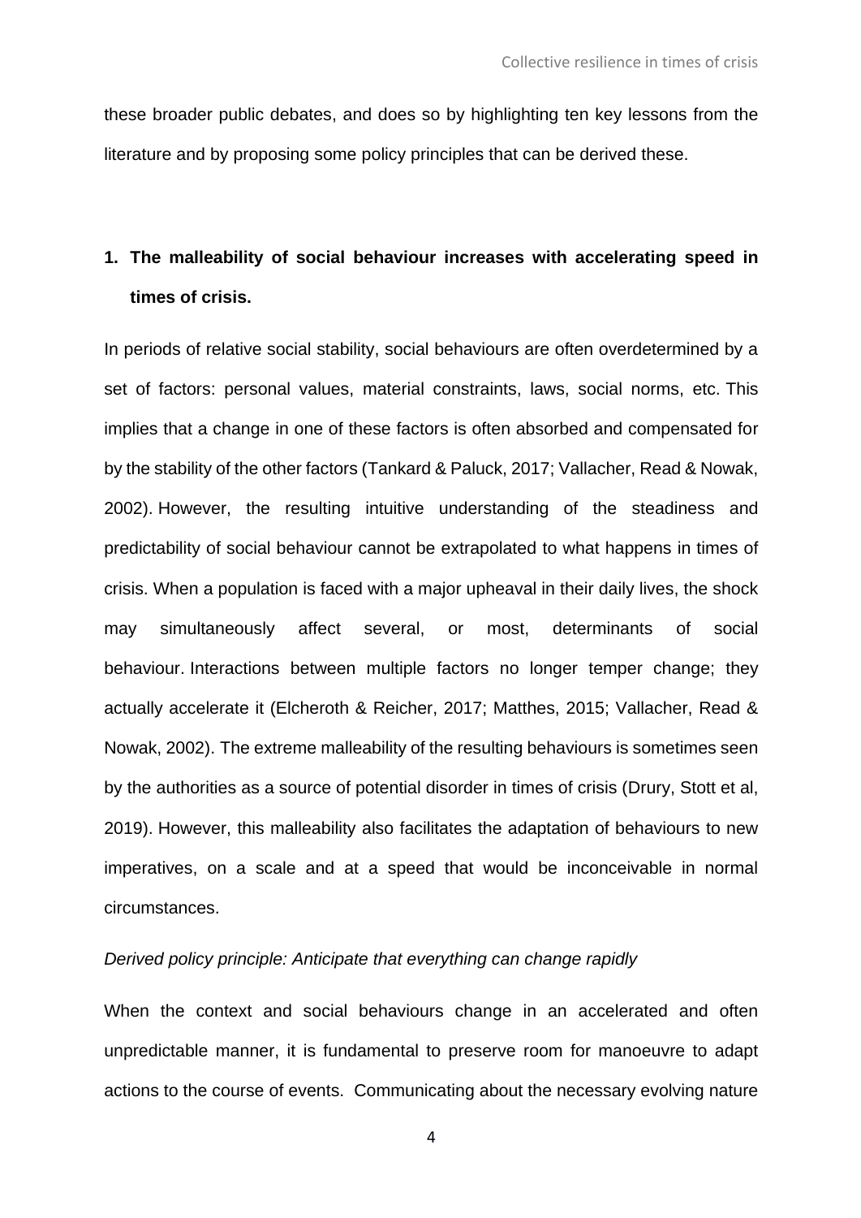these broader public debates, and does so by highlighting ten key lessons from the literature and by proposing some policy principles that can be derived these.

## 1. The malleability of social behaviour increases with accelerating speed in times of crisis.

In periods of relative social stability, social behaviours are often overdetermined by a set of factors: personal values, material constraints, laws, social norms, etc. This implies that a change in one of these factors is often absorbed and compensated for by the stability of the other factors (Tankard & Paluck, 2017; Vallacher, Read & Nowak, 2002). However, the resulting intuitive understanding of the steadiness and predictability of social behaviour cannot be extrapolated to what happens in times of crisis. When a population is faced with a major upheaval in their daily lives, the shock may simultaneously affect several, or most, determinants of social behaviour. Interactions between multiple factors no longer temper change; they actually accelerate it (Elcheroth & Reicher, 2017; Matthes, 2015; Vallacher, Read & Nowak, 2002). The extreme malleability of the resulting behaviours is sometimes seen by the authorities as a source of potential disorder in times of crisis (Drury, Stott et al, 2019). However, this malleability also facilitates the adaptation of behaviours to new imperatives, on a scale and at a speed that would be inconceivable in normal circumstances.

*Derived policy principle: Anticipate that everything can change rapidly*

When the context and social behaviours change in an accelerated and often unpredictable manner, it is fundamental to preserve room for manoeuvre to adapt actions to the course of events. Communicating about the necessary evolving nature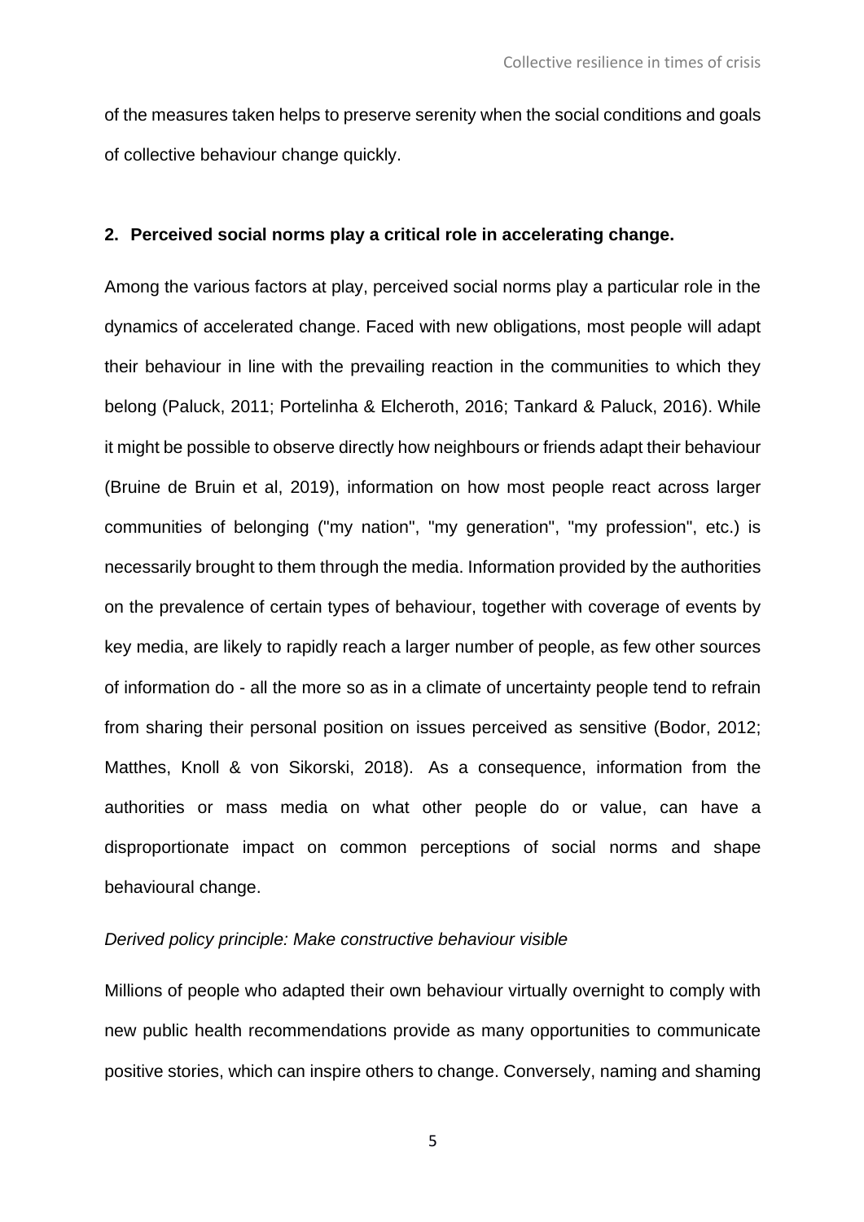of the measures taken helps to preserve serenity when the social conditions and goals of collective behaviour change quickly.

## 2. Perceived social norms play a critical role in accelerating change.

Among the various factors at play, perceived social norms play a particular role in the dynamics of accelerated change. Faced with new obligations, most people will adapt their behaviour in line with the prevailing reaction in the communities to which they belong (Paluck, 2011; Portelinha & Elcheroth, 2016; Tankard & Paluck, 2016). While it might be possible to observe directly how neighbours or friends adapt their behaviour (Bruine de Bruin et al, 2019), information on how most people react across larger communities of belonging ("my nation", "my generation", "my profession", etc.) is necessarily brought to them through the media. Information provided by the authorities on the prevalence of certain types of behaviour, together with coverage of events by key media, are likely to rapidly reach a larger number of people, as few other sources of information do - all the more so as in a climate of uncertainty people tend to refrain from sharing their personal position on issues perceived as sensitive (Bodor, 2012; Matthes, Knoll & von Sikorski, 2018). As a consequence, information from the authorities or mass media on what other people do or value, can have a disproportionate impact on common perceptions of social norms and shape behavioural change.

*Derived policy principle: Make constructive behaviour visible*

Millions of people who adapted their own behaviour virtually overnight to comply with new public health recommendations provide as many opportunities to communicate positive stories, which can inspire others to change. Conversely, naming and shaming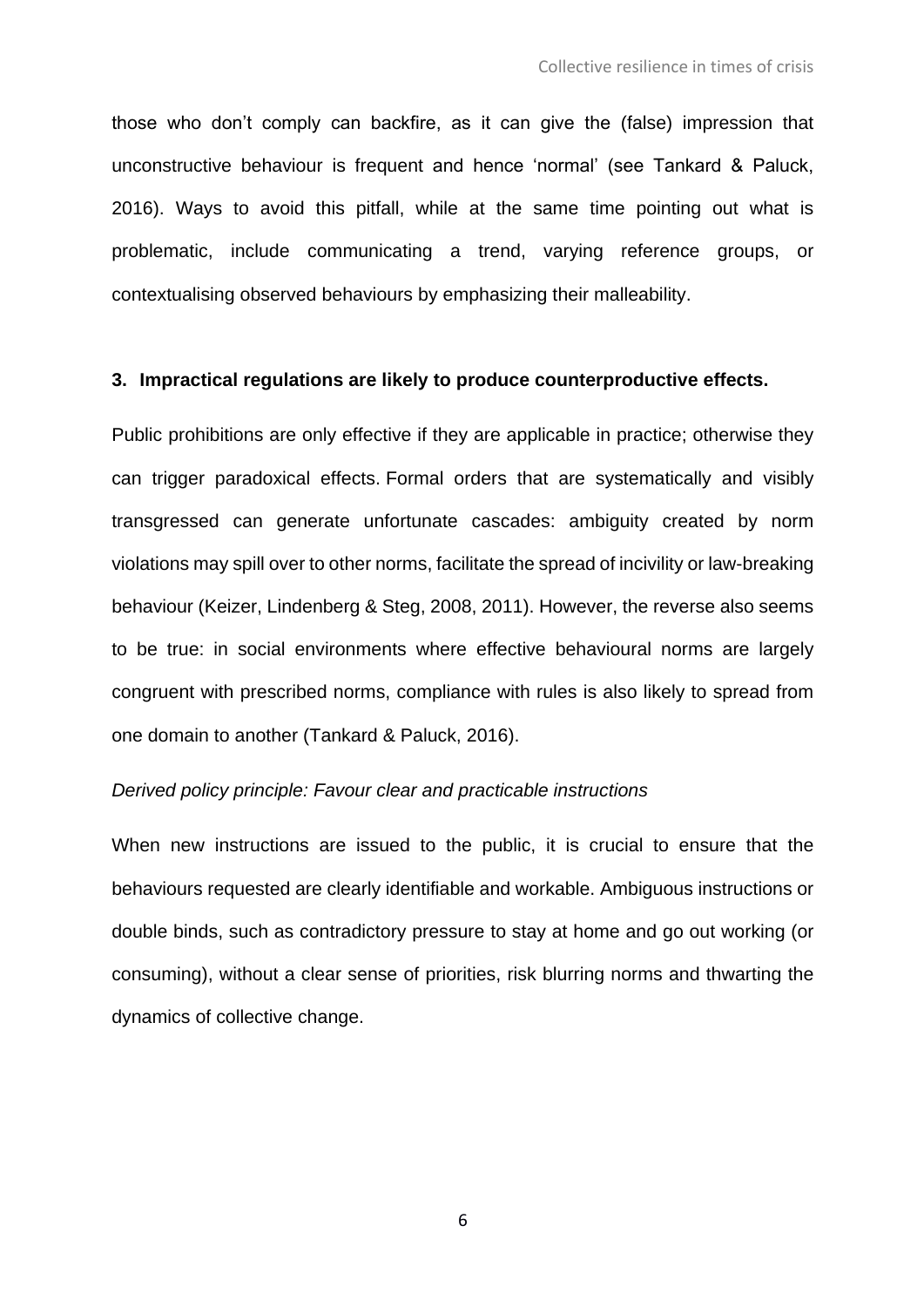those who don't comply can backfire, as it can give the (false) impression that unconstructive behaviour is frequent and hence 'normal' (see Tankard & Paluck, 2016). Ways to avoid this pitfall, while at the same time pointing out what is problematic, include communicating a trend, varying reference groups, or contextualising observed behaviours by emphasizing their malleability.

### 3. Impractical regulations are likely to produce counterproductive effects.

Public prohibitions are only effective if they are applicable in practice; otherwise they can trigger paradoxical effects. Formal orders that are systematically and visibly transgressed can generate unfortunate cascades: ambiguity created by norm violations may spill over to other norms, facilitate the spread of incivility or law-breaking behaviour (Keizer, Lindenberg & Steg, 2008, 2011). However, the reverse also seems to be true: in social environments where effective behavioural norms are largely congruent with prescribed norms, compliance with rules is also likely to spread from one domain to another (Tankard & Paluck, 2016).

*Derived policy principle: Favour clear and practicable instructions*

When new instructions are issued to the public, it is crucial to ensure that the behaviours requested are clearly identifiable and workable. Ambiguous instructions or double binds, such as contradictory pressure to stay at home and go out working (or consuming), without a clear sense of priorities, risk blurring norms and thwarting the dynamics of collective change.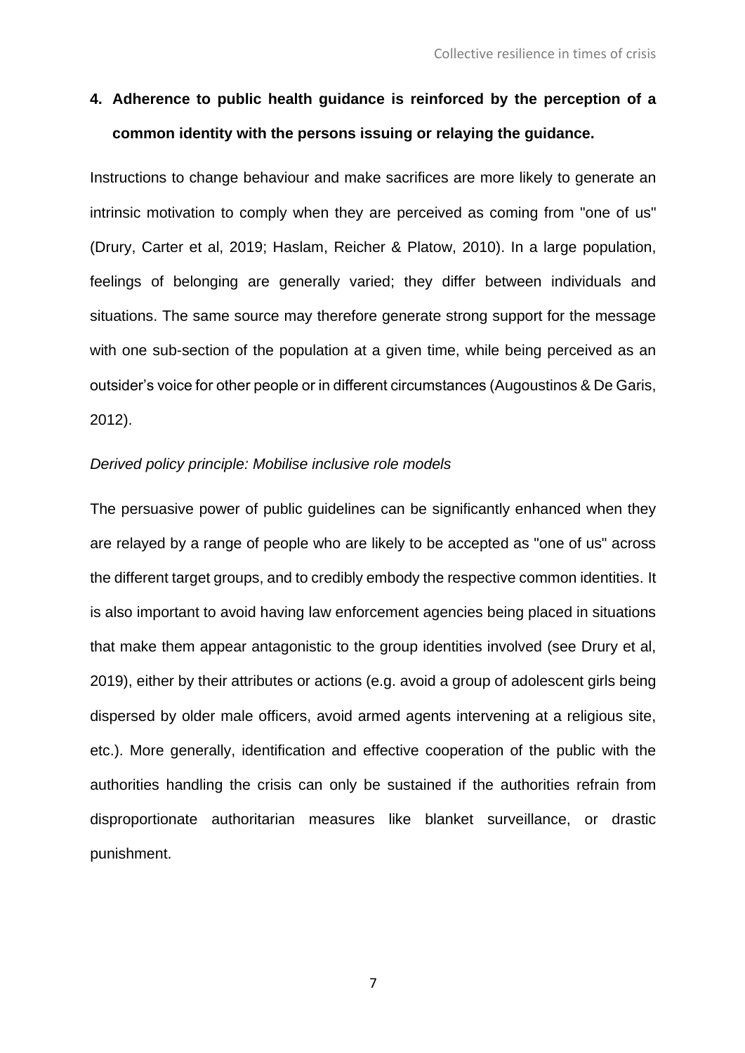**4. Adherence to public health guidance is reinforced by the perception of a common identity with the persons issuing or relaying the guidance.**

Instructions to change behaviour and make sacrifices are more likely to generate an intrinsic motivation to comply when they are perceived as coming from "one of us" (Drury, Carter et al, 2019; Haslam, Reicher & Platow, 2010). In a large population, feelings of belonging are generally varied; they differ between individuals and situations. The same source may therefore generate strong support for the message with one sub-section of the population at a given time, while being perceived as an outsider's voice for other people or in different circumstances (Augoustinos & De Garis, 2012).

*Derived policy principle: Mobilise inclusive role models*

The persuasive power of public guidelines can be significantly enhanced when they are relayed by a range of people who are likely to be accepted as "one of us" across the different target groups, and to credibly embody the respective common identities. It is also important to avoid having law enforcement agencies being placed in situations that make them appear antagonistic to the group identities involved (see Drury et al, 2019), either by their attributes or actions (e.g. avoid a group of adolescent girls being dispersed by older male officers, avoid armed agents intervening at a religious site, etc.). More generally, identification and effective cooperation of the public with the authorities handling the crisis can only be sustained if the authorities refrain from disproportionate authoritarian measures like blanket surveillance, or drastic punishment.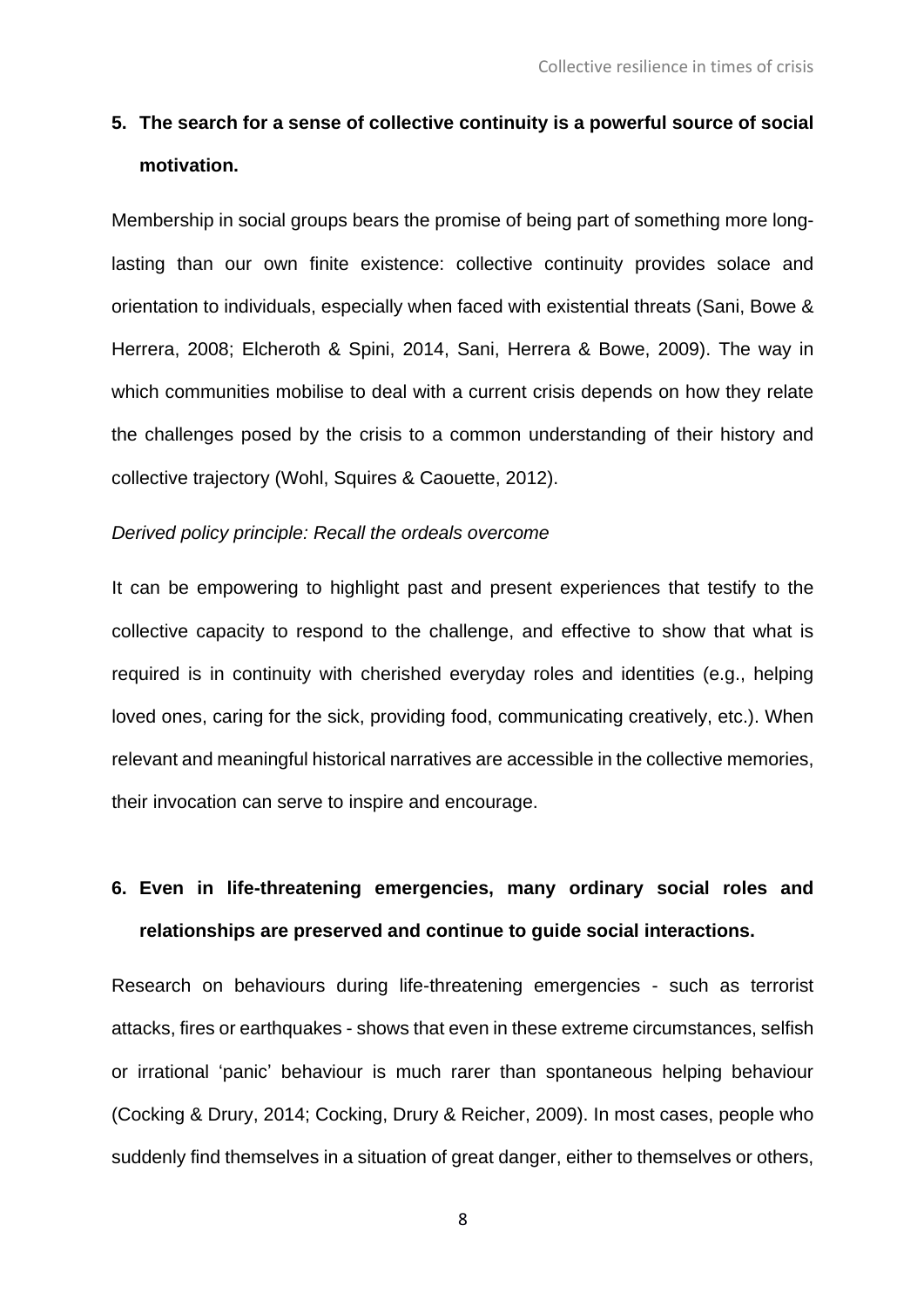5. **The search for a sense of collective continuity is a powerful source of social motivation.**

Membership in social groups bears the promise of being part of something more long-lasting than our own finite existence: collective continuity provides solace and orientation to individuals, especially when faced with existential threats (Sani, Bowe & Herrera, 2008; Elcheroth & Spini, 2014, Sani, Herrera & Bowe, 2009). The way in which communities mobilise to deal with a current crisis depends on how they relate the challenges posed by the crisis to a common understanding of their history and collective trajectory (Wohl, Squires & Caouette, 2012).

*Derived policy principle: Recall the ordeals overcome*

It can be empowering to highlight past and present experiences that testify to the collective capacity to respond to the challenge, and effective to show that what is required is in continuity with cherished everyday roles and identities (e.g., helping loved ones, caring for the sick, providing food, communicating creatively, etc.). When relevant and meaningful historical narratives are accessible in the collective memories, their invocation can serve to inspire and encourage.

6. **Even in life-threatening emergencies, many ordinary social roles and relationships are preserved and continue to guide social interactions.**

Research on behaviours during life-threatening emergencies - such as terrorist attacks, fires or earthquakes - shows that even in these extreme circumstances, selfish or irrational 'panic' behaviour is much rarer than spontaneous helping behaviour (Cocking & Drury, 2014; Cocking, Drury & Reicher, 2009). In most cases, people who suddenly find themselves in a situation of great danger, either to themselves or others,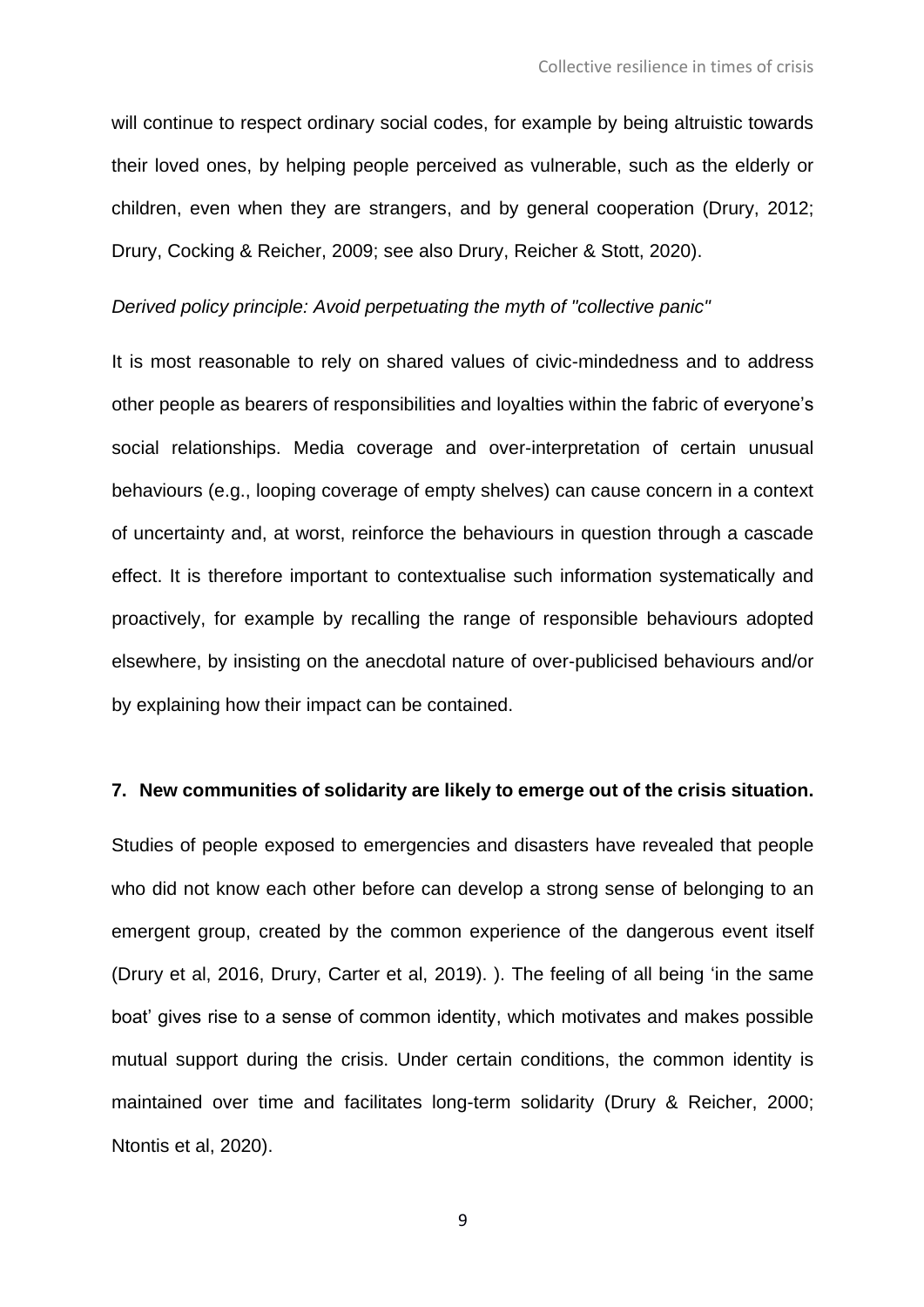will continue to respect ordinary social codes, for example by being altruistic towards their loved ones, by helping people perceived as vulnerable, such as the elderly or children, even when they are strangers, and by general cooperation (Drury, 2012; Drury, Cocking & Reicher, 2009; see also Drury, Reicher & Stott, 2020).

*Derived policy principle: Avoid perpetuating the myth of "collective panic"*

It is most reasonable to rely on shared values of civic-mindedness and to address other people as bearers of responsibilities and loyalties within the fabric of everyone's social relationships. Media coverage and over-interpretation of certain unusual behaviours (e.g., looping coverage of empty shelves) can cause concern in a context of uncertainty and, at worst, reinforce the behaviours in question through a cascade effect. It is therefore important to contextualise such information systematically and proactively, for example by recalling the range of responsible behaviours adopted elsewhere, by insisting on the anecdotal nature of over-publicised behaviours and/or by explaining how their impact can be contained.

**7. New communities of solidarity are likely to emerge out of the crisis situation.**

Studies of people exposed to emergencies and disasters have revealed that people who did not know each other before can develop a strong sense of belonging to an emergent group, created by the common experience of the dangerous event itself (Drury et al, 2016, Drury, Carter et al, 2019). ). The feeling of all being 'in the same boat' gives rise to a sense of common identity, which motivates and makes possible mutual support during the crisis. Under certain conditions, the common identity is maintained over time and facilitates long-term solidarity (Drury & Reicher, 2000; Ntontis et al, 2020).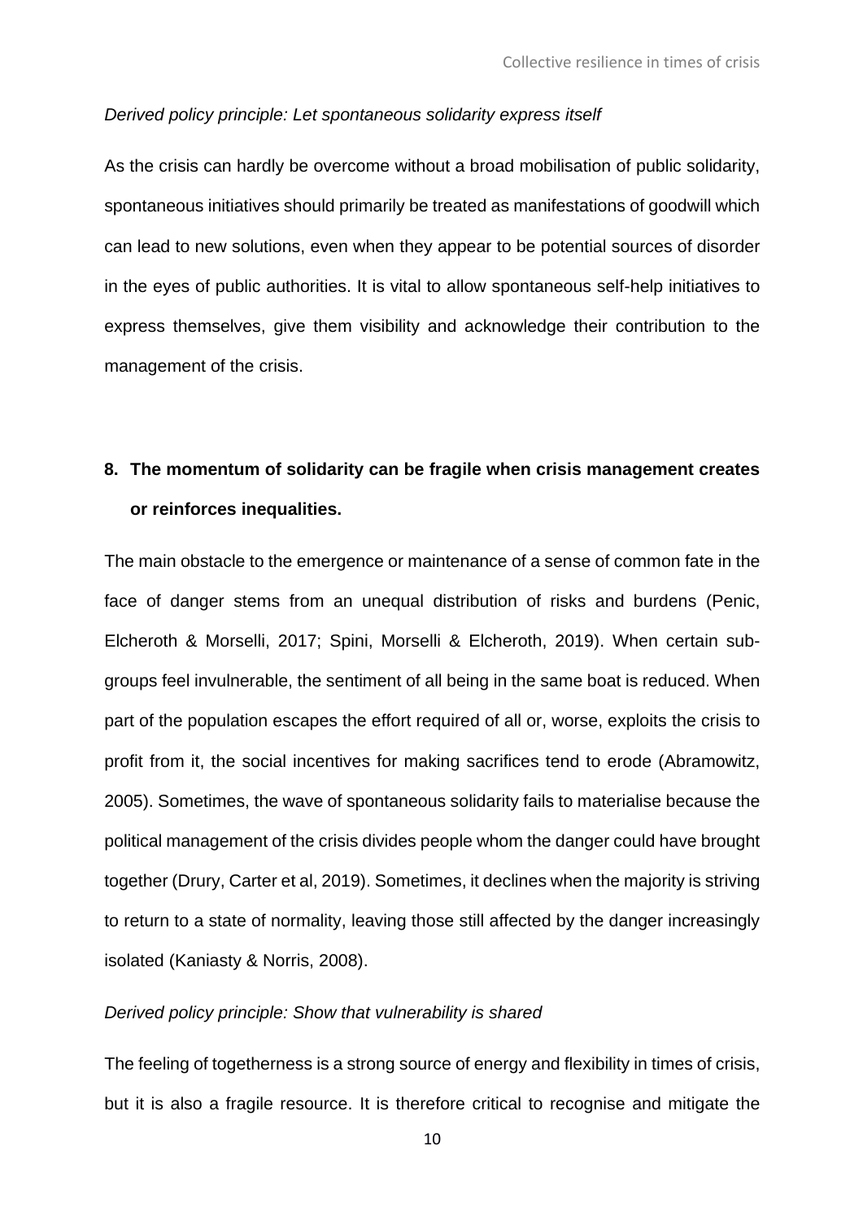*Derived policy principle: Let spontaneous solidarity express itself*

As the crisis can hardly be overcome without a broad mobilisation of public solidarity, spontaneous initiatives should primarily be treated as manifestations of goodwill which can lead to new solutions, even when they appear to be potential sources of disorder in the eyes of public authorities. It is vital to allow spontaneous self-help initiatives to express themselves, give them visibility and acknowledge their contribution to the management of the crisis.

## 8. The momentum of solidarity can be fragile when crisis management creates or reinforces inequalities.

The main obstacle to the emergence or maintenance of a sense of common fate in the face of danger stems from an unequal distribution of risks and burdens (Penic, Elcheroth & Morselli, 2017; Spini, Morselli & Elcheroth, 2019). When certain sub-groups feel invulnerable, the sentiment of all being in the same boat is reduced. When part of the population escapes the effort required of all or, worse, exploits the crisis to profit from it, the social incentives for making sacrifices tend to erode (Abramowitz, 2005). Sometimes, the wave of spontaneous solidarity fails to materialise because the political management of the crisis divides people whom the danger could have brought together (Drury, Carter et al, 2019). Sometimes, it declines when the majority is striving to return to a state of normality, leaving those still affected by the danger increasingly isolated (Kaniasty & Norris, 2008).

*Derived policy principle: Show that vulnerability is shared*

The feeling of togetherness is a strong source of energy and flexibility in times of crisis, but it is also a fragile resource. It is therefore critical to recognise and mitigate the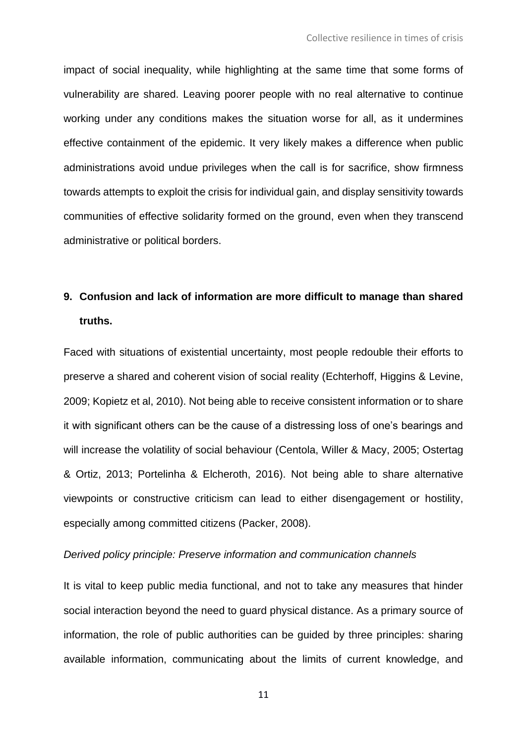impact of social inequality, while highlighting at the same time that some forms of vulnerability are shared. Leaving poorer people with no real alternative to continue working under any conditions makes the situation worse for all, as it undermines effective containment of the epidemic. It very likely makes a difference when public administrations avoid undue privileges when the call is for sacrifice, show firmness towards attempts to exploit the crisis for individual gain, and display sensitivity towards communities of effective solidarity formed on the ground, even when they transcend administrative or political borders.

## 9. Confusion and lack of information are more difficult to manage than shared truths.

Faced with situations of existential uncertainty, most people redouble their efforts to preserve a shared and coherent vision of social reality (Echterhoff, Higgins & Levine, 2009; Kopietz et al, 2010). Not being able to receive consistent information or to share it with significant others can be the cause of a distressing loss of one's bearings and will increase the volatility of social behaviour (Centola, Willer & Macy, 2005; Ostertag & Ortiz, 2013; Portelinha & Elcheroth, 2016). Not being able to share alternative viewpoints or constructive criticism can lead to either disengagement or hostility, especially among committed citizens (Packer, 2008).

*Derived policy principle: Preserve information and communication channels*

It is vital to keep public media functional, and not to take any measures that hinder social interaction beyond the need to guard physical distance. As a primary source of information, the role of public authorities can be guided by three principles: sharing available information, communicating about the limits of current knowledge, and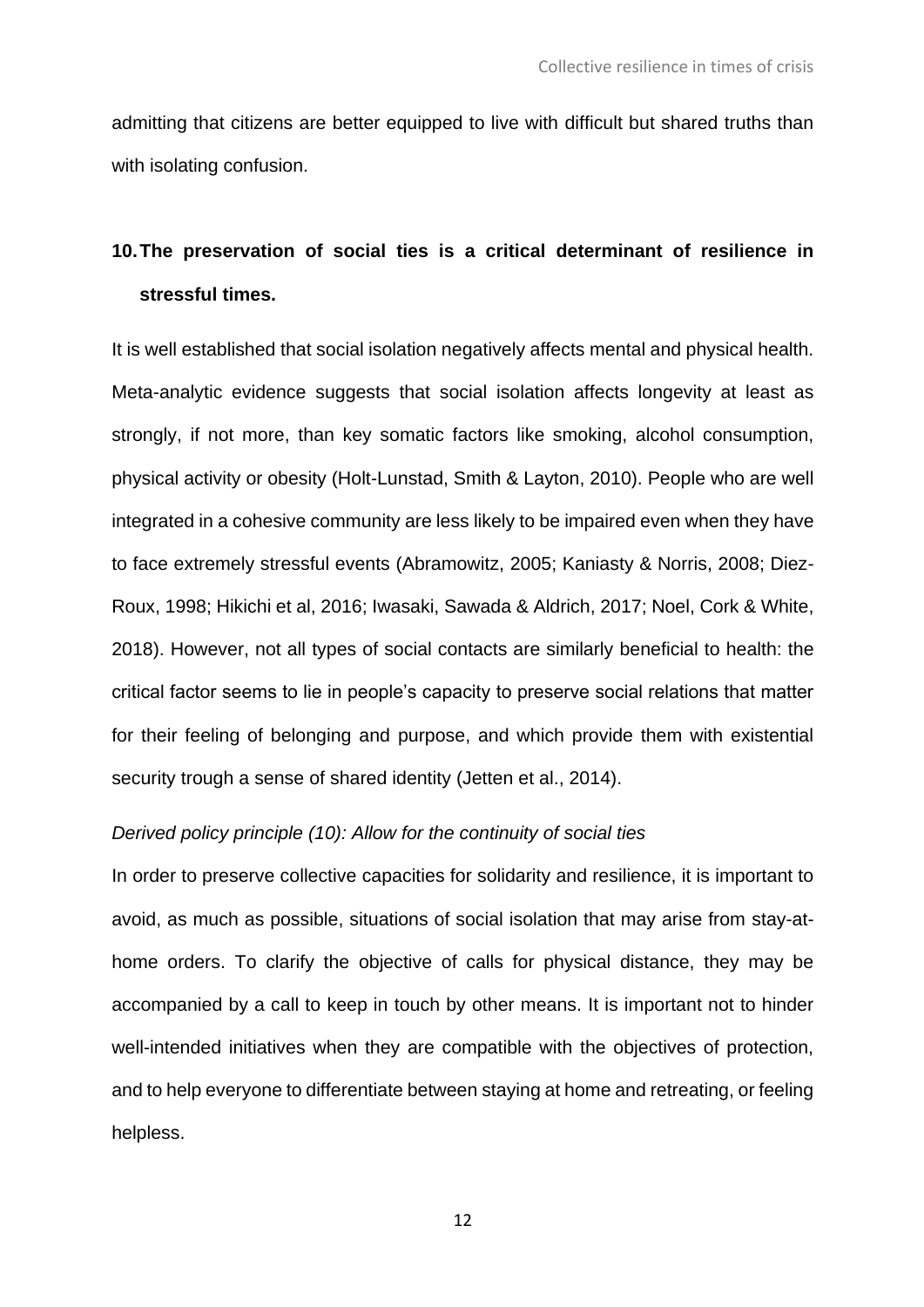admitting that citizens are better equipped to live with difficult but shared truths than with isolating confusion.

## 10. The preservation of social ties is a critical determinant of resilience in stressful times.

It is well established that social isolation negatively affects mental and physical health. Meta-analytic evidence suggests that social isolation affects longevity at least as strongly, if not more, than key somatic factors like smoking, alcohol consumption, physical activity or obesity (Holt-Lunstad, Smith & Layton, 2010). People who are well integrated in a cohesive community are less likely to be impaired even when they have to face extremely stressful events (Abramowitz, 2005; Kaniasty & Norris, 2008; Diez-Roux, 1998; Hikichi et al, 2016; Iwasaki, Sawada & Aldrich, 2017; Noel, Cork & White, 2018). However, not all types of social contacts are similarly beneficial to health: the critical factor seems to lie in people's capacity to preserve social relations that matter for their feeling of belonging and purpose, and which provide them with existential security trough a sense of shared identity (Jetten et al., 2014).

*Derived policy principle (10): Allow for the continuity of social ties*

In order to preserve collective capacities for solidarity and resilience, it is important to avoid, as much as possible, situations of social isolation that may arise from stay-at-home orders. To clarify the objective of calls for physical distance, they may be accompanied by a call to keep in touch by other means. It is important not to hinder well-intended initiatives when they are compatible with the objectives of protection, and to help everyone to differentiate between staying at home and retreating, or feeling helpless.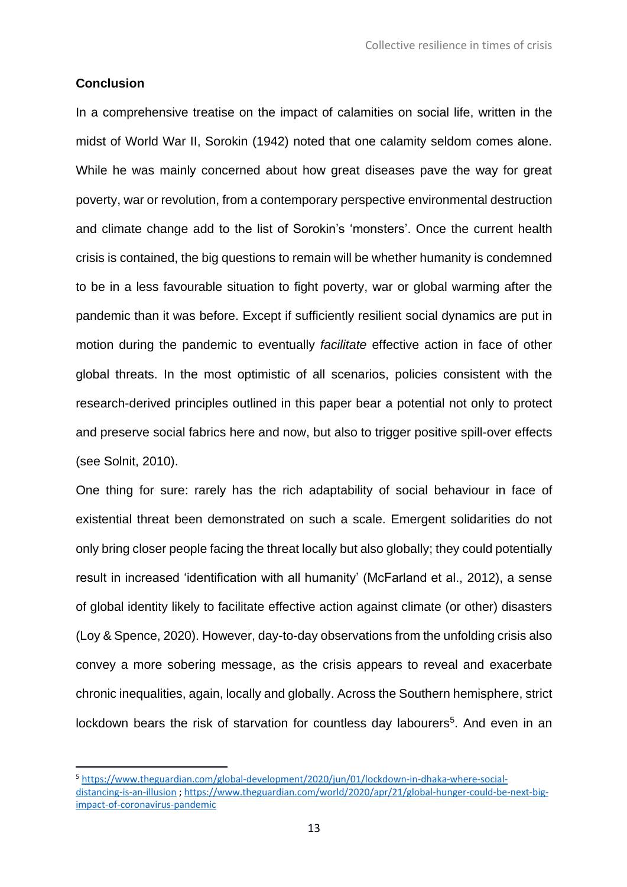## Conclusion

In a comprehensive treatise on the impact of calamities on social life, written in the midst of World War II, Sorokin (1942) noted that one calamity seldom comes alone. While he was mainly concerned about how great diseases pave the way for great poverty, war or revolution, from a contemporary perspective environmental destruction and climate change add to the list of Sorokin's 'monsters'. Once the current health crisis is contained, the big questions to remain will be whether humanity is condemned to be in a less favourable situation to fight poverty, war or global warming after the pandemic than it was before. Except if sufficiently resilient social dynamics are put in motion during the pandemic to eventually *facilitate* effective action in face of other global threats. In the most optimistic of all scenarios, policies consistent with the research-derived principles outlined in this paper bear a potential not only to protect and preserve social fabrics here and now, but also to trigger positive spill-over effects (see Solnit, 2010).

One thing for sure: rarely has the rich adaptability of social behaviour in face of existential threat been demonstrated on such a scale. Emergent solidarities do not only bring closer people facing the threat locally but also globally; they could potentially result in increased 'identification with all humanity' (McFarland et al., 2012), a sense of global identity likely to facilitate effective action against climate (or other) disasters (Loy & Spence, 2020). However, day-to-day observations from the unfolding crisis also convey a more sobering message, as the crisis appears to reveal and exacerbate chronic inequalities, again, locally and globally. Across the Southern hemisphere, strict lockdown bears the risk of starvation for countless day labourers[5]. And even in an

[5] https://www.theguardian.com/global-development/2020/jun/01/lockdown-in-dhaka-where-social-distancing-is-an-illusion ; https://www.theguardian.com/world/2020/apr/21/global-hunger-could-be-next-big-impact-of-coronavirus-pandemic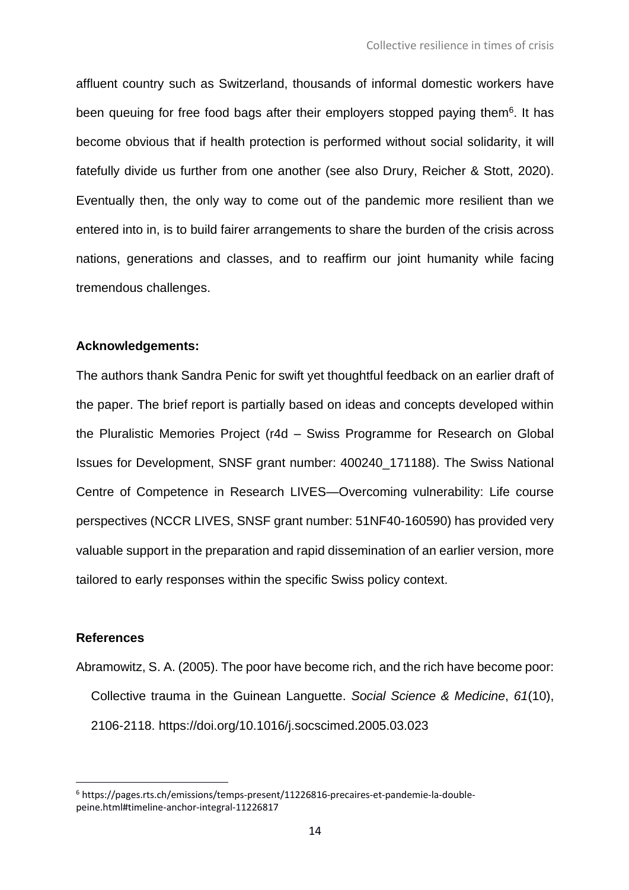affluent country such as Switzerland, thousands of informal domestic workers have been queuing for free food bags after their employers stopped paying them[6]. It has become obvious that if health protection is performed without social solidarity, it will fatefully divide us further from one another (see also Drury, Reicher & Stott, 2020). Eventually then, the only way to come out of the pandemic more resilient than we entered into in, is to build fairer arrangements to share the burden of the crisis across nations, generations and classes, and to reaffirm our joint humanity while facing tremendous challenges.

**Acknowledgements:**

The authors thank Sandra Penic for swift yet thoughtful feedback on an earlier draft of the paper. The brief report is partially based on ideas and concepts developed within the Pluralistic Memories Project (r4d – Swiss Programme for Research on Global Issues for Development, SNSF grant number: 400240_171188). The Swiss National Centre of Competence in Research LIVES—Overcoming vulnerability: Life course perspectives (NCCR LIVES, SNSF grant number: 51NF40-160590) has provided very valuable support in the preparation and rapid dissemination of an earlier version, more tailored to early responses within the specific Swiss policy context.

## References

Abramowitz, S. A. (2005). The poor have become rich, and the rich have become poor: Collective trauma in the Guinean Languette. *Social Science & Medicine*, *61*(10), 2106-2118. https://doi.org/10.1016/j.socscimed.2005.03.023

---

[6] https://pages.rts.ch/emissions/temps-present/11226816-precaires-et-pandemie-la-double-peine.html#timeline-anchor-integral-11226817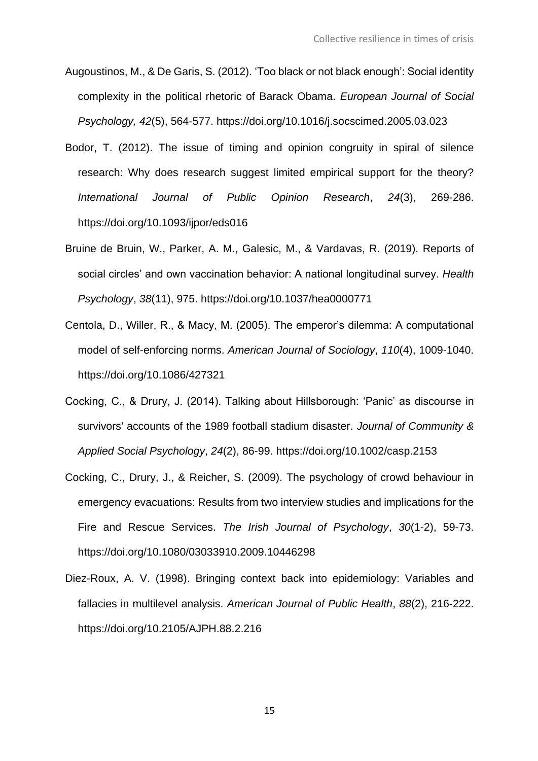Augoustinos, M., & De Garis, S. (2012). 'Too black or not black enough': Social identity complexity in the political rhetoric of Barack Obama. *European Journal of Social Psychology, 42*(5), 564-577. https://doi.org/10.1016/j.socscimed.2005.03.023

Bodor, T. (2012). The issue of timing and opinion congruity in spiral of silence research: Why does research suggest limited empirical support for the theory? *International Journal of Public Opinion Research*, *24*(3), 269-286. https://doi.org/10.1093/ijpor/eds016

Bruine de Bruin, W., Parker, A. M., Galesic, M., & Vardavas, R. (2019). Reports of social circles' and own vaccination behavior: A national longitudinal survey. *Health Psychology*, *38*(11), 975. https://doi.org/10.1037/hea0000771

Centola, D., Willer, R., & Macy, M. (2005). The emperor's dilemma: A computational model of self-enforcing norms. *American Journal of Sociology*, *110*(4), 1009-1040. https://doi.org/10.1086/427321

Cocking, C., & Drury, J. (2014). Talking about Hillsborough: 'Panic' as discourse in survivors' accounts of the 1989 football stadium disaster. *Journal of Community & Applied Social Psychology*, *24*(2), 86-99. https://doi.org/10.1002/casp.2153

Cocking, C., Drury, J., & Reicher, S. (2009). The psychology of crowd behaviour in emergency evacuations: Results from two interview studies and implications for the Fire and Rescue Services. *The Irish Journal of Psychology*, *30*(1-2), 59-73. https://doi.org/10.1080/03033910.2009.10446298

Diez-Roux, A. V. (1998). Bringing context back into epidemiology: Variables and fallacies in multilevel analysis. *American Journal of Public Health*, *88*(2), 216-222. https://doi.org/10.2105/AJPH.88.2.216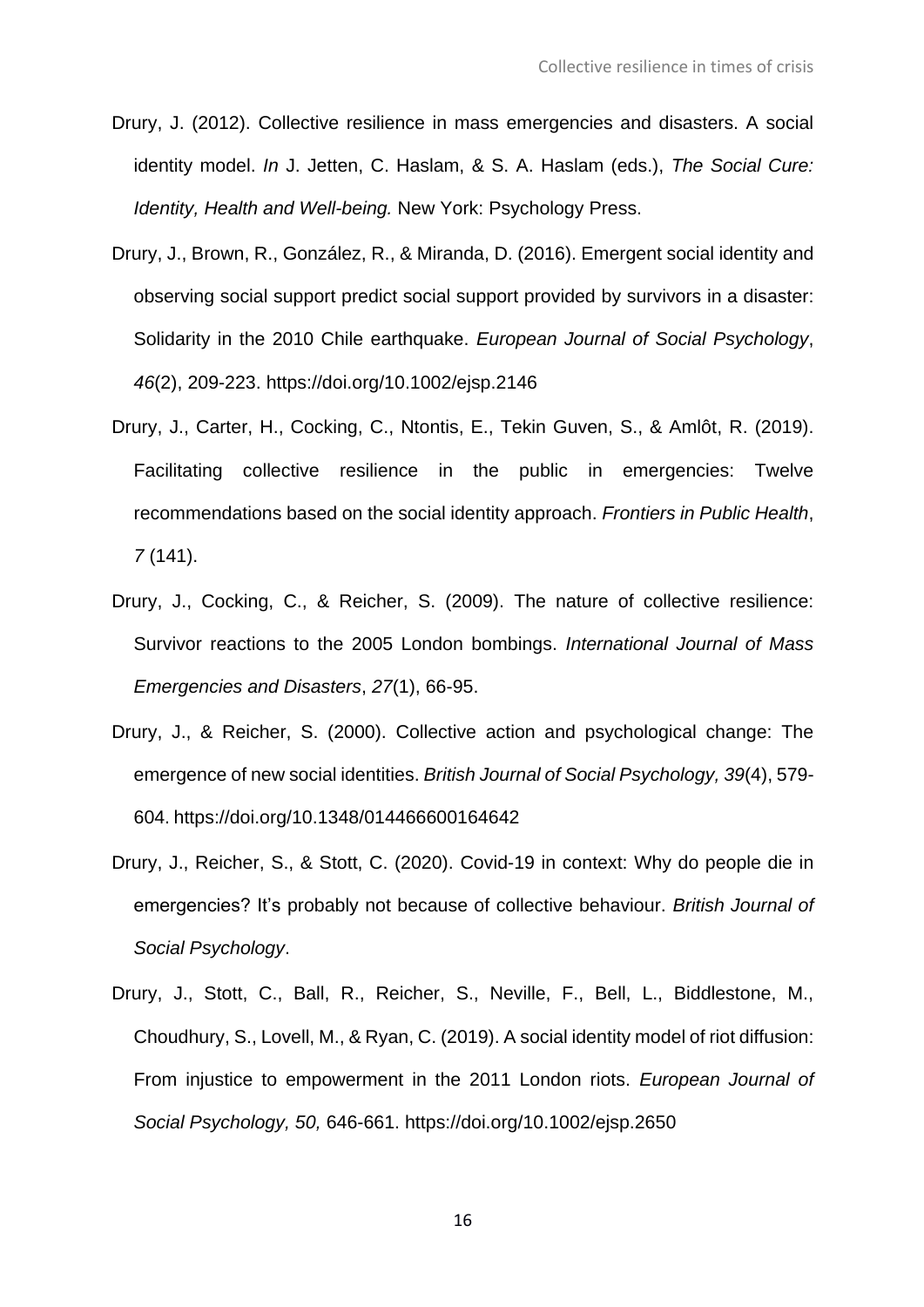Drury, J. (2012). Collective resilience in mass emergencies and disasters. A social identity model. *In* J. Jetten, C. Haslam, & S. A. Haslam (eds.), *The Social Cure: Identity, Health and Well-being.* New York: Psychology Press.

Drury, J., Brown, R., González, R., & Miranda, D. (2016). Emergent social identity and observing social support predict social support provided by survivors in a disaster: Solidarity in the 2010 Chile earthquake. *European Journal of Social Psychology*, *46*(2), 209-223. https://doi.org/10.1002/ejsp.2146

Drury, J., Carter, H., Cocking, C., Ntontis, E., Tekin Guven, S., & Amlôt, R. (2019). Facilitating collective resilience in the public in emergencies: Twelve recommendations based on the social identity approach. *Frontiers in Public Health*, *7* (141).

Drury, J., Cocking, C., & Reicher, S. (2009). The nature of collective resilience: Survivor reactions to the 2005 London bombings. *International Journal of Mass Emergencies and Disasters*, *27*(1), 66-95.

Drury, J., & Reicher, S. (2000). Collective action and psychological change: The emergence of new social identities. *British Journal of Social Psychology, 39*(4), 579-604. https://doi.org/10.1348/014466600164642

Drury, J., Reicher, S., & Stott, C. (2020). Covid-19 in context: Why do people die in emergencies? It's probably not because of collective behaviour. *British Journal of Social Psychology*.

Drury, J., Stott, C., Ball, R., Reicher, S., Neville, F., Bell, L., Biddlestone, M., Choudhury, S., Lovell, M., & Ryan, C. (2019). A social identity model of riot diffusion: From injustice to empowerment in the 2011 London riots. *European Journal of Social Psychology, 50,* 646-661. https://doi.org/10.1002/ejsp.2650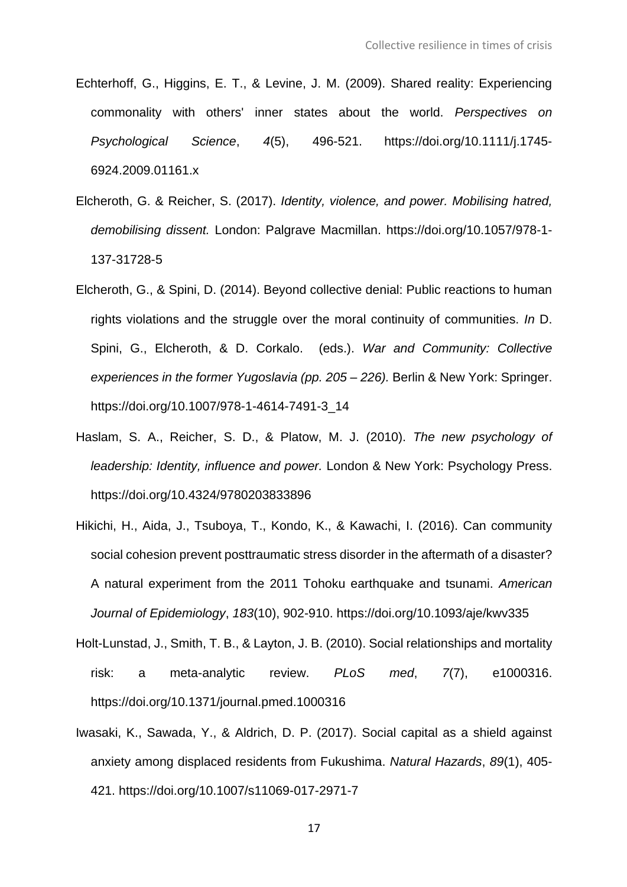Echterhoff, G., Higgins, E. T., & Levine, J. M. (2009). Shared reality: Experiencing commonality with others' inner states about the world. *Perspectives on Psychological Science*, *4*(5), 496-521. https://doi.org/10.1111/j.1745-6924.2009.01161.x

Elcheroth, G. & Reicher, S. (2017). *Identity, violence, and power. Mobilising hatred, demobilising dissent.* London: Palgrave Macmillan. https://doi.org/10.1057/978-1-137-31728-5

Elcheroth, G., & Spini, D. (2014). Beyond collective denial: Public reactions to human rights violations and the struggle over the moral continuity of communities. *In* D. Spini, G., Elcheroth, & D. Corkalo. (eds.). *War and Community: Collective experiences in the former Yugoslavia (pp. 205 – 226).* Berlin & New York: Springer. https://doi.org/10.1007/978-1-4614-7491-3_14

Haslam, S. A., Reicher, S. D., & Platow, M. J. (2010). *The new psychology of leadership: Identity, influence and power.* London & New York: Psychology Press. https://doi.org/10.4324/9780203833896

Hikichi, H., Aida, J., Tsuboya, T., Kondo, K., & Kawachi, I. (2016). Can community social cohesion prevent posttraumatic stress disorder in the aftermath of a disaster? A natural experiment from the 2011 Tohoku earthquake and tsunami. *American Journal of Epidemiology*, *183*(10), 902-910. https://doi.org/10.1093/aje/kwv335

Holt-Lunstad, J., Smith, T. B., & Layton, J. B. (2010). Social relationships and mortality risk: a meta-analytic review. *PLoS med*, *7*(7), e1000316. https://doi.org/10.1371/journal.pmed.1000316

Iwasaki, K., Sawada, Y., & Aldrich, D. P. (2017). Social capital as a shield against anxiety among displaced residents from Fukushima. *Natural Hazards*, *89*(1), 405-421. https://doi.org/10.1007/s11069-017-2971-7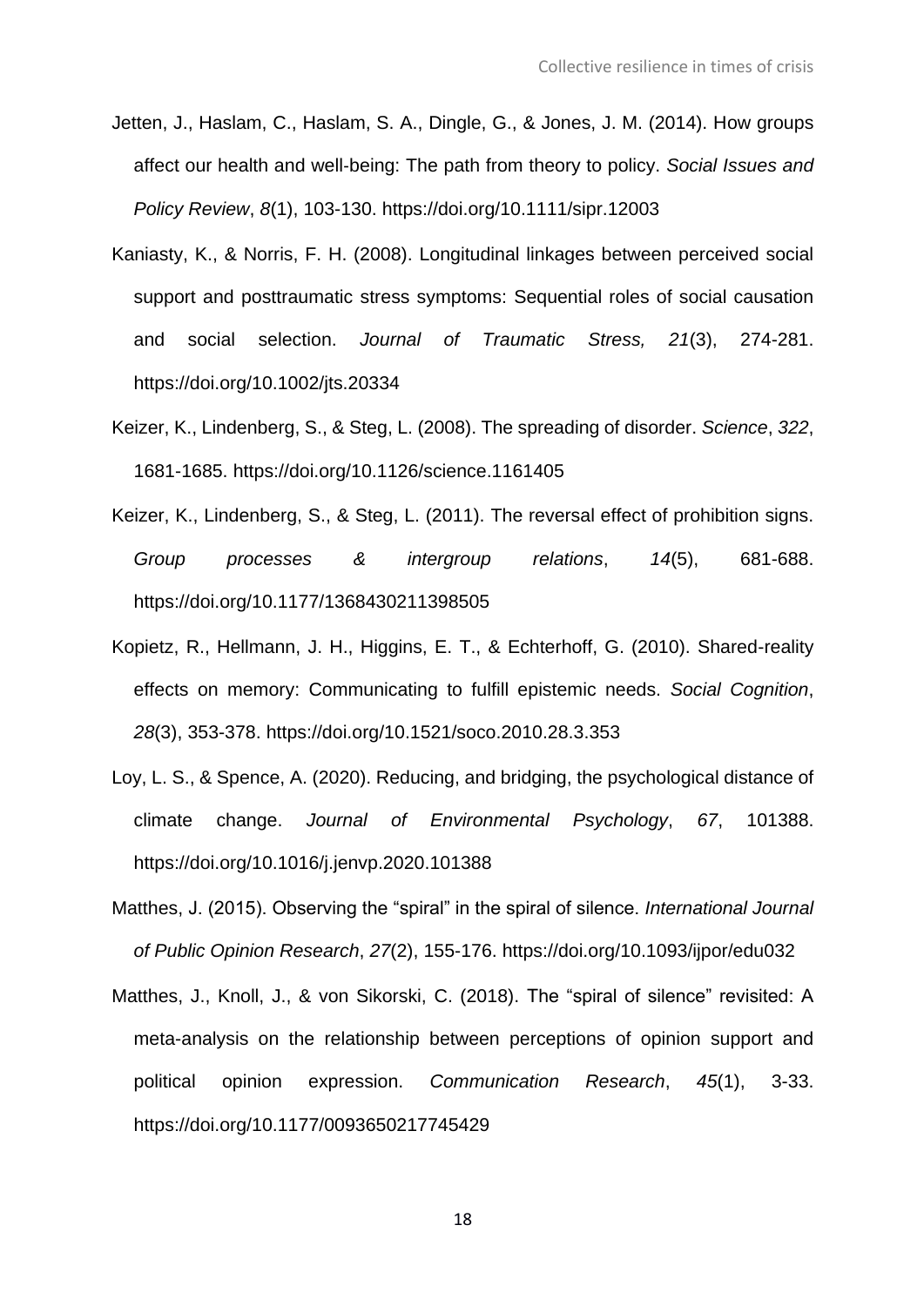Jetten, J., Haslam, C., Haslam, S. A., Dingle, G., & Jones, J. M. (2014). How groups affect our health and well-being: The path from theory to policy. *Social Issues and Policy Review*, *8*(1), 103-130. https://doi.org/10.1111/sipr.12003

Kaniasty, K., & Norris, F. H. (2008). Longitudinal linkages between perceived social support and posttraumatic stress symptoms: Sequential roles of social causation and social selection. *Journal of Traumatic Stress, 21*(3), 274-281. https://doi.org/10.1002/jts.20334

Keizer, K., Lindenberg, S., & Steg, L. (2008). The spreading of disorder. *Science*, *322*, 1681-1685. https://doi.org/10.1126/science.1161405

Keizer, K., Lindenberg, S., & Steg, L. (2011). The reversal effect of prohibition signs. *Group processes & intergroup relations*, *14*(5), 681-688. https://doi.org/10.1177/1368430211398505

Kopietz, R., Hellmann, J. H., Higgins, E. T., & Echterhoff, G. (2010). Shared-reality effects on memory: Communicating to fulfill epistemic needs. *Social Cognition*, *28*(3), 353-378. https://doi.org/10.1521/soco.2010.28.3.353

Loy, L. S., & Spence, A. (2020). Reducing, and bridging, the psychological distance of climate change. *Journal of Environmental Psychology*, *67*, 101388. https://doi.org/10.1016/j.jenvp.2020.101388

Matthes, J. (2015). Observing the "spiral" in the spiral of silence. *International Journal of Public Opinion Research*, *27*(2), 155-176. https://doi.org/10.1093/ijpor/edu032

Matthes, J., Knoll, J., & von Sikorski, C. (2018). The "spiral of silence" revisited: A meta-analysis on the relationship between perceptions of opinion support and political opinion expression. *Communication Research*, *45*(1), 3-33. https://doi.org/10.1177/0093650217745429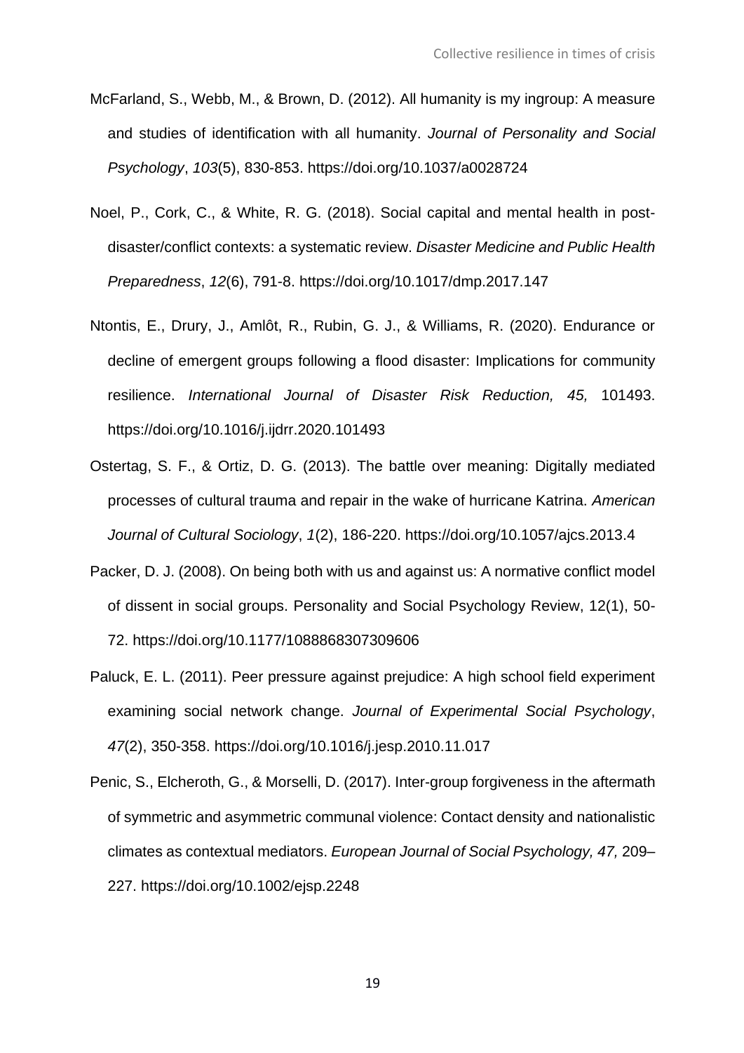McFarland, S., Webb, M., & Brown, D. (2012). All humanity is my ingroup: A measure and studies of identification with all humanity. *Journal of Personality and Social Psychology*, *103*(5), 830-853. https://doi.org/10.1037/a0028724

Noel, P., Cork, C., & White, R. G. (2018). Social capital and mental health in post-disaster/conflict contexts: a systematic review. *Disaster Medicine and Public Health Preparedness*, *12*(6), 791-8. https://doi.org/10.1017/dmp.2017.147

Ntontis, E., Drury, J., Amlôt, R., Rubin, G. J., & Williams, R. (2020). Endurance or decline of emergent groups following a flood disaster: Implications for community resilience. *International Journal of Disaster Risk Reduction, 45,* 101493. https://doi.org/10.1016/j.ijdrr.2020.101493

Ostertag, S. F., & Ortiz, D. G. (2013). The battle over meaning: Digitally mediated processes of cultural trauma and repair in the wake of hurricane Katrina. *American Journal of Cultural Sociology*, *1*(2), 186-220. https://doi.org/10.1057/ajcs.2013.4

Packer, D. J. (2008). On being both with us and against us: A normative conflict model of dissent in social groups. Personality and Social Psychology Review, 12(1), 50-72. https://doi.org/10.1177/1088868307309606

Paluck, E. L. (2011). Peer pressure against prejudice: A high school field experiment examining social network change. *Journal of Experimental Social Psychology*, *47*(2), 350-358. https://doi.org/10.1016/j.jesp.2010.11.017

Penic, S., Elcheroth, G., & Morselli, D. (2017). Inter-group forgiveness in the aftermath of symmetric and asymmetric communal violence: Contact density and nationalistic climates as contextual mediators. *European Journal of Social Psychology, 47,* 209–227. https://doi.org/10.1002/ejsp.2248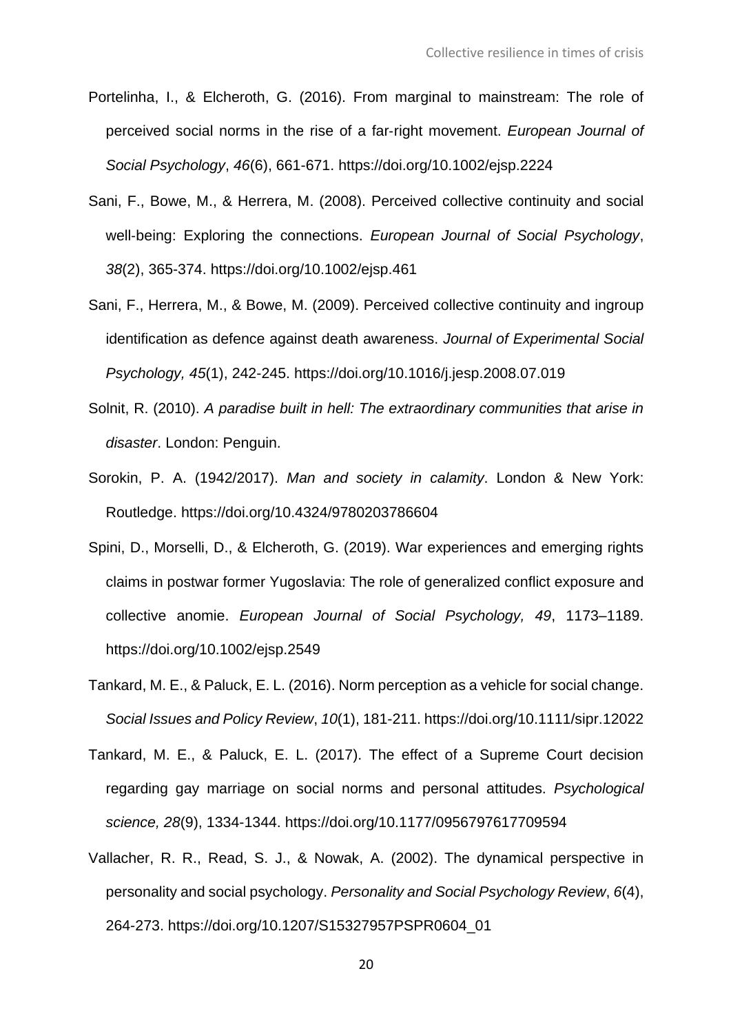Portelinha, I., & Elcheroth, G. (2016). From marginal to mainstream: The role of perceived social norms in the rise of a far-right movement. *European Journal of Social Psychology*, *46*(6), 661-671. https://doi.org/10.1002/ejsp.2224

Sani, F., Bowe, M., & Herrera, M. (2008). Perceived collective continuity and social well-being: Exploring the connections. *European Journal of Social Psychology*, *38*(2), 365-374. https://doi.org/10.1002/ejsp.461

Sani, F., Herrera, M., & Bowe, M. (2009). Perceived collective continuity and ingroup identification as defence against death awareness. *Journal of Experimental Social Psychology, 45*(1), 242-245. https://doi.org/10.1016/j.jesp.2008.07.019

Solnit, R. (2010). *A paradise built in hell: The extraordinary communities that arise in disaster*. London: Penguin.

Sorokin, P. A. (1942/2017). *Man and society in calamity*. London & New York: Routledge. https://doi.org/10.4324/9780203786604

Spini, D., Morselli, D., & Elcheroth, G. (2019). War experiences and emerging rights claims in postwar former Yugoslavia: The role of generalized conflict exposure and collective anomie. *European Journal of Social Psychology, 49*, 1173–1189. https://doi.org/10.1002/ejsp.2549

Tankard, M. E., & Paluck, E. L. (2016). Norm perception as a vehicle for social change. *Social Issues and Policy Review*, *10*(1), 181-211. https://doi.org/10.1111/sipr.12022

Tankard, M. E., & Paluck, E. L. (2017). The effect of a Supreme Court decision regarding gay marriage on social norms and personal attitudes. *Psychological science, 28*(9), 1334-1344. https://doi.org/10.1177/0956797617709594

Vallacher, R. R., Read, S. J., & Nowak, A. (2002). The dynamical perspective in personality and social psychology. *Personality and Social Psychology Review*, *6*(4), 264-273. https://doi.org/10.1207/S15327957PSPR0604_01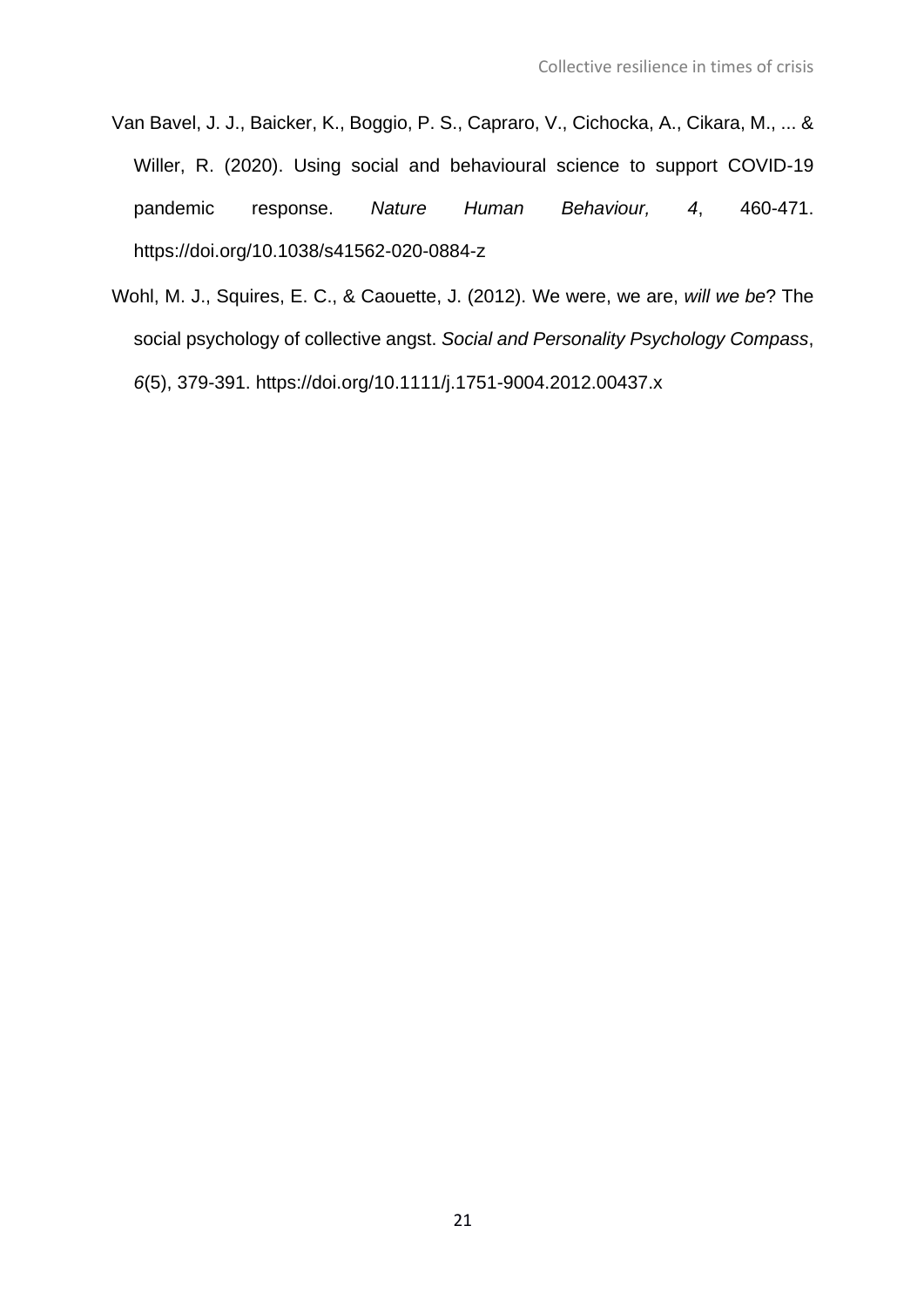Van Bavel, J. J., Baicker, K., Boggio, P. S., Capraro, V., Cichocka, A., Cikara, M., ... & Willer, R. (2020). Using social and behavioural science to support COVID-19 pandemic response. *Nature Human Behaviour, 4*, 460-471. https://doi.org/10.1038/s41562-020-0884-z

Wohl, M. J., Squires, E. C., & Caouette, J. (2012). We were, we are, *will we be*? The social psychology of collective angst. *Social and Personality Psychology Compass*, *6*(5), 379-391. https://doi.org/10.1111/j.1751-9004.2012.00437.x